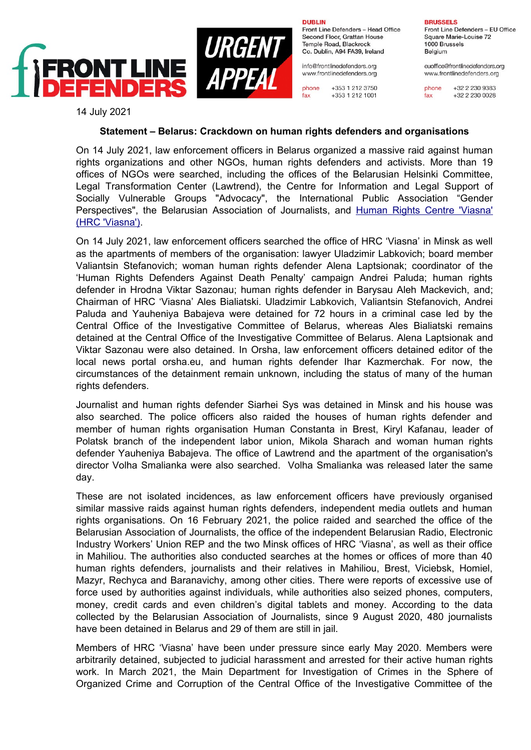**FRONT LINE DEFENDERS** **URGENT APPEAL**

**DUBLIN**
Front Line Defenders – Head Office
Second Floor, Grattan House
Temple Road, Blackrock
Co. Dublin, A94 FA39, Ireland

info@frontlinedefenders.org
www.frontlinedefenders.org

phone +353 1 212 3750
fax +353 1 212 1001

**BRUSSELS**
Front Line Defenders – EU Office
Square Marie-Louise 72
1000 Brussels
Belgium

euoffice@frontlinedefenders.org
www.frontlinedefenders.org

phone +32 2 230 9383
fax +32 2 230 0028

14 July 2021

**Statement – Belarus: Crackdown on human rights defenders and organisations**

On 14 July 2021, law enforcement officers in Belarus organized a massive raid against human rights organizations and other NGOs, human rights defenders and activists. More than 19 offices of NGOs were searched, including the offices of the Belarusian Helsinki Committee, Legal Transformation Center (Lawtrend), the Centre for Information and Legal Support of Socially Vulnerable Groups "Advocacy", the International Public Association "Gender Perspectives", the Belarusian Association of Journalists, and Human Rights Centre 'Viasna' (HRC 'Viasna').

On 14 July 2021, law enforcement officers searched the office of HRC 'Viasna' in Minsk as well as the apartments of members of the organisation: lawyer Uladzimir Labkovich; board member Valiantsin Stefanovich; woman human rights defender Alena Laptsionak; coordinator of the 'Human Rights Defenders Against Death Penalty' campaign Andrei Paluda; human rights defender in Hrodna Viktar Sazonau; human rights defender in Barysau Aleh Mackevich, and; Chairman of HRC 'Viasna' Ales Bialiatski. Uladzimir Labkovich, Valiantsin Stefanovich, Andrei Paluda and Yauheniya Babajeva were detained for 72 hours in a criminal case led by the Central Office of the Investigative Committee of Belarus, whereas Ales Bialiatski remains detained at the Central Office of the Investigative Committee of Belarus. Alena Laptsionak and Viktar Sazonau were also detained. In Orsha, law enforcement officers detained editor of the local news portal orsha.eu, and human rights defender Ihar Kazmerchak. For now, the circumstances of the detainment remain unknown, including the status of many of the human rights defenders.

Journalist and human rights defender Siarhei Sys was detained in Minsk and his house was also searched. The police officers also raided the houses of human rights defender and member of human rights organisation Human Constanta in Brest, Kiryl Kafanau, leader of Polatsk branch of the independent labor union, Mikola Sharach and woman human rights defender Yauheniya Babajeva. The office of Lawtrend and the apartment of the organisation's director Volha Smalianka were also searched. Volha Smalianka was released later the same day.

These are not isolated incidences, as law enforcement officers have previously organised similar massive raids against human rights defenders, independent media outlets and human rights organisations. On 16 February 2021, the police raided and searched the office of the Belarusian Association of Journalists, the office of the independent Belarusian Radio, Electronic Industry Workers' Union REP and the two Minsk offices of HRC 'Viasna', as well as their office in Mahiliou. The authorities also conducted searches at the homes or offices of more than 40 human rights defenders, journalists and their relatives in Mahiliou, Brest, Viciebsk, Homiel, Mazyr, Rechyca and Baranavichy, among other cities. There were reports of excessive use of force used by authorities against individuals, while authorities also seized phones, computers, money, credit cards and even children's digital tablets and money. According to the data collected by the Belarusian Association of Journalists, since 9 August 2020, 480 journalists have been detained in Belarus and 29 of them are still in jail.

Members of HRC 'Viasna' have been under pressure since early May 2020. Members were arbitrarily detained, subjected to judicial harassment and arrested for their active human rights work. In March 2021, the Main Department for Investigation of Crimes in the Sphere of Organized Crime and Corruption of the Central Office of the Investigative Committee of the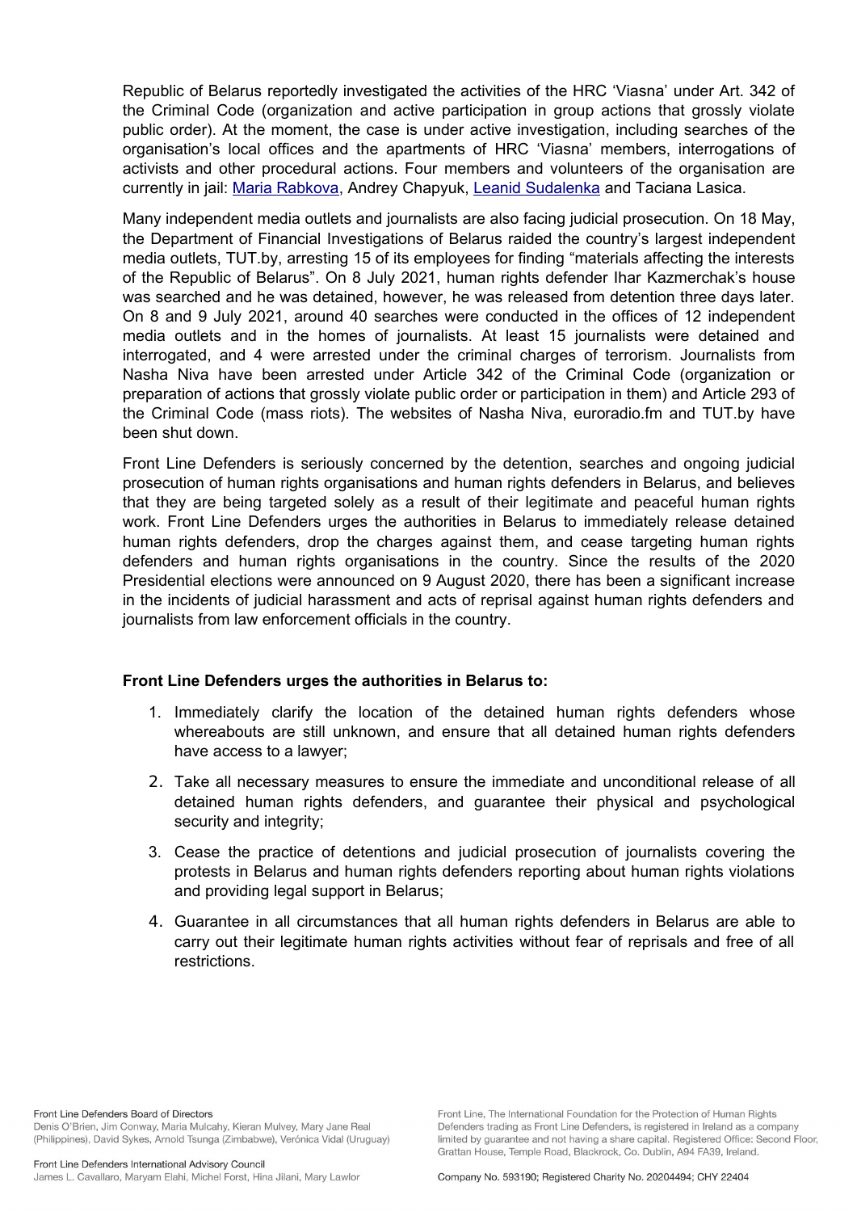Republic of Belarus reportedly investigated the activities of the HRC 'Viasna' under Art. 342 of the Criminal Code (organization and active participation in group actions that grossly violate public order). At the moment, the case is under active investigation, including searches of the organisation's local offices and the apartments of HRC 'Viasna' members, interrogations of activists and other procedural actions. Four members and volunteers of the organisation are currently in jail: Maria Rabkova, Andrey Chapyuk, Leanid Sudalenka and Taciana Lasica.

Many independent media outlets and journalists are also facing judicial prosecution. On 18 May, the Department of Financial Investigations of Belarus raided the country's largest independent media outlets, TUT.by, arresting 15 of its employees for finding "materials affecting the interests of the Republic of Belarus". On 8 July 2021, human rights defender Ihar Kazmerchak's house was searched and he was detained, however, he was released from detention three days later. On 8 and 9 July 2021, around 40 searches were conducted in the offices of 12 independent media outlets and in the homes of journalists. At least 15 journalists were detained and interrogated, and 4 were arrested under the criminal charges of terrorism. Journalists from Nasha Niva have been arrested under Article 342 of the Criminal Code (organization or preparation of actions that grossly violate public order or participation in them) and Article 293 of the Criminal Code (mass riots). The websites of Nasha Niva, euroradio.fm and TUT.by have been shut down.

Front Line Defenders is seriously concerned by the detention, searches and ongoing judicial prosecution of human rights organisations and human rights defenders in Belarus, and believes that they are being targeted solely as a result of their legitimate and peaceful human rights work. Front Line Defenders urges the authorities in Belarus to immediately release detained human rights defenders, drop the charges against them, and cease targeting human rights defenders and human rights organisations in the country. Since the results of the 2020 Presidential elections were announced on 9 August 2020, there has been a significant increase in the incidents of judicial harassment and acts of reprisal against human rights defenders and journalists from law enforcement officials in the country.

**Front Line Defenders urges the authorities in Belarus to:**

1. Immediately clarify the location of the detained human rights defenders whose whereabouts are still unknown, and ensure that all detained human rights defenders have access to a lawyer;
2. Take all necessary measures to ensure the immediate and unconditional release of all detained human rights defenders, and guarantee their physical and psychological security and integrity;
3. Cease the practice of detentions and judicial prosecution of journalists covering the protests in Belarus and human rights defenders reporting about human rights violations and providing legal support in Belarus;
4. Guarantee in all circumstances that all human rights defenders in Belarus are able to carry out their legitimate human rights activities without fear of reprisals and free of all restrictions.